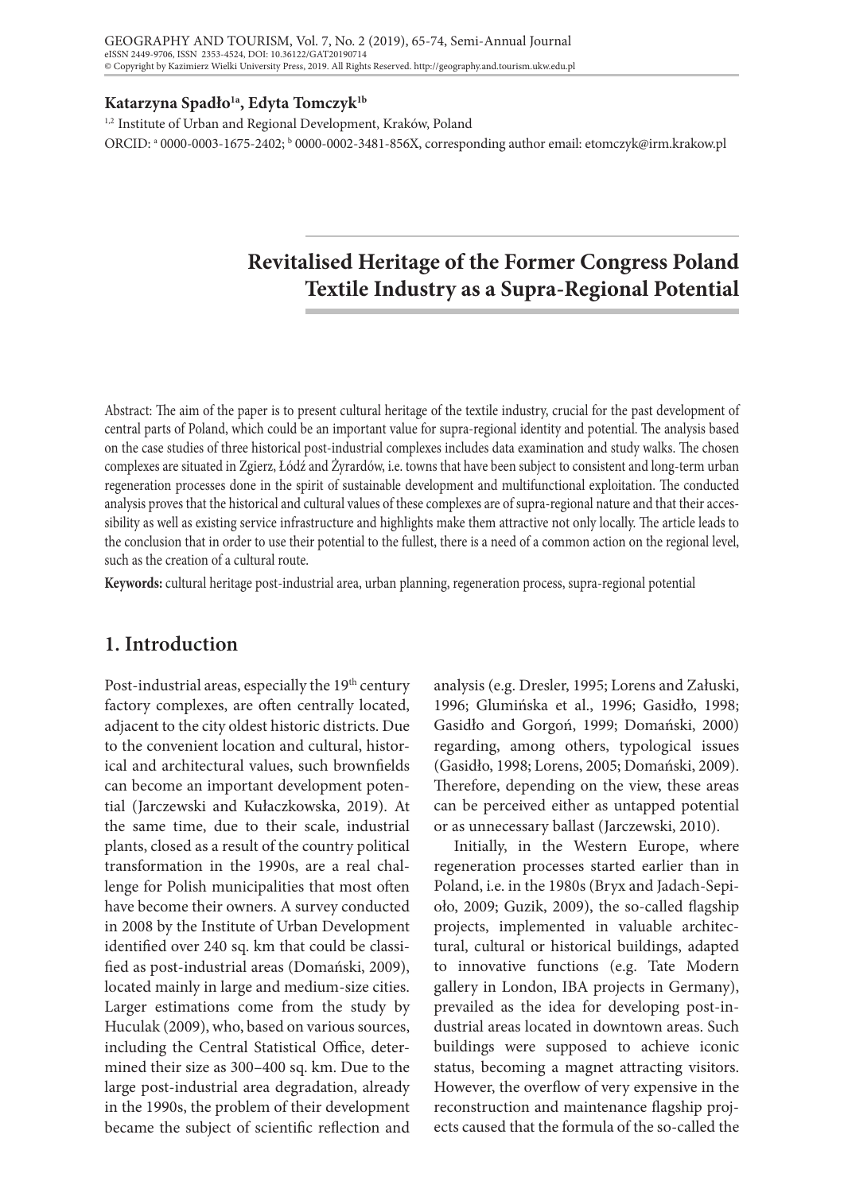Katarzyna Spadło[1a], Edyta Tomczyk[1b]

[1,2] Institute of Urban and Regional Development, Kraków, Poland

ORCID: [a] 0000-0003-1675-2402; [b] 0000-0002-3481-856X, corresponding author email: etomczyk@irm.krakow.pl

# Revitalised Heritage of the Former Congress Poland Textile Industry as a Supra-Regional Potential

Abstract: The aim of the paper is to present cultural heritage of the textile industry, crucial for the past development of central parts of Poland, which could be an important value for supra-regional identity and potential. The analysis based on the case studies of three historical post-industrial complexes includes data examination and study walks. The chosen complexes are situated in Zgierz, Łódź and Żyrardów, i.e. towns that have been subject to consistent and long-term urban regeneration processes done in the spirit of sustainable development and multifunctional exploitation. The conducted analysis proves that the historical and cultural values of these complexes are of supra-regional nature and that their accessibility as well as existing service infrastructure and highlights make them attractive not only locally. The article leads to the conclusion that in order to use their potential to the fullest, there is a need of a common action on the regional level, such as the creation of a cultural route.

**Keywords:** cultural heritage post-industrial area, urban planning, regeneration process, supra-regional potential

## 1. Introduction

Post-industrial areas, especially the 19th century factory complexes, are often centrally located, adjacent to the city oldest historic districts. Due to the convenient location and cultural, historical and architectural values, such brownfields can become an important development potential (Jarczewski and Kułaczkowska, 2019). At the same time, due to their scale, industrial plants, closed as a result of the country political transformation in the 1990s, are a real challenge for Polish municipalities that most often have become their owners. A survey conducted in 2008 by the Institute of Urban Development identified over 240 sq. km that could be classified as post-industrial areas (Domański, 2009), located mainly in large and medium-size cities. Larger estimations come from the study by Huculak (2009), who, based on various sources, including the Central Statistical Office, determined their size as 300–400 sq. km. Due to the large post-industrial area degradation, already in the 1990s, the problem of their development became the subject of scientific reflection and analysis (e.g. Dresler, 1995; Lorens and Załuski, 1996; Glumińska et al., 1996; Gasidło, 1998; Gasidło and Gorgoń, 1999; Domański, 2000) regarding, among others, typological issues (Gasidło, 1998; Lorens, 2005; Domański, 2009). Therefore, depending on the view, these areas can be perceived either as untapped potential or as unnecessary ballast (Jarczewski, 2010).

Initially, in the Western Europe, where regeneration processes started earlier than in Poland, i.e. in the 1980s (Bryx and Jadach-Sepioło, 2009; Guzik, 2009), the so-called flagship projects, implemented in valuable architectural, cultural or historical buildings, adapted to innovative functions (e.g. Tate Modern gallery in London, IBA projects in Germany), prevailed as the idea for developing post-industrial areas located in downtown areas. Such buildings were supposed to achieve iconic status, becoming a magnet attracting visitors. However, the overflow of very expensive in the reconstruction and maintenance flagship projects caused that the formula of the so-called the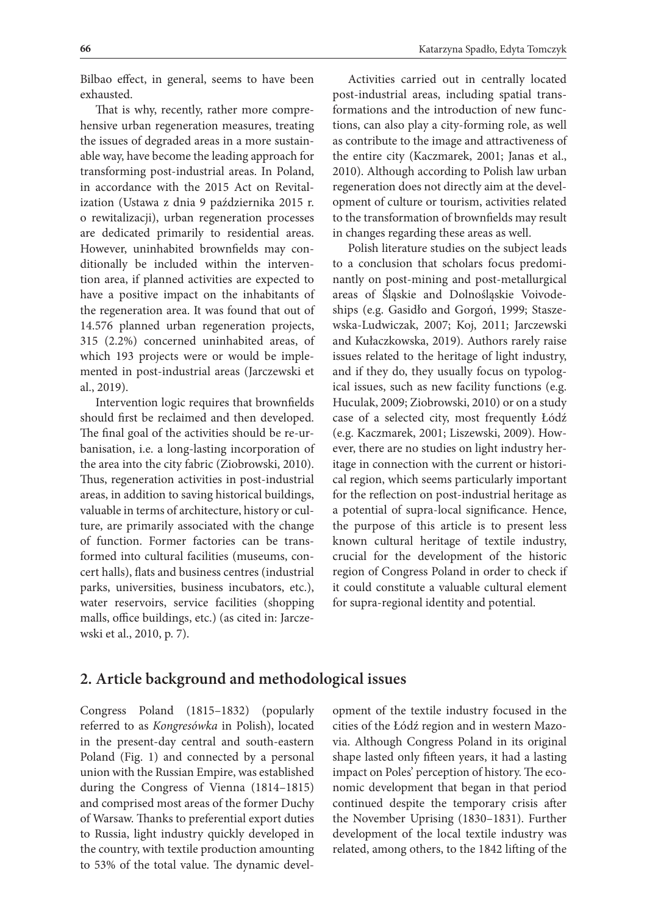Bilbao effect, in general, seems to have been exhausted.

That is why, recently, rather more comprehensive urban regeneration measures, treating the issues of degraded areas in a more sustainable way, have become the leading approach for transforming post-industrial areas. In Poland, in accordance with the 2015 Act on Revitalization (Ustawa z dnia 9 października 2015 r. o rewitalizacji), urban regeneration processes are dedicated primarily to residential areas. However, uninhabited brownfields may conditionally be included within the intervention area, if planned activities are expected to have a positive impact on the inhabitants of the regeneration area. It was found that out of 14.576 planned urban regeneration projects, 315 (2.2%) concerned uninhabited areas, of which 193 projects were or would be implemented in post-industrial areas (Jarczewski et al., 2019).

Intervention logic requires that brownfields should first be reclaimed and then developed. The final goal of the activities should be re-urbanisation, i.e. a long-lasting incorporation of the area into the city fabric (Ziobrowski, 2010). Thus, regeneration activities in post-industrial areas, in addition to saving historical buildings, valuable in terms of architecture, history or culture, are primarily associated with the change of function. Former factories can be transformed into cultural facilities (museums, concert halls), flats and business centres (industrial parks, universities, business incubators, etc.), water reservoirs, service facilities (shopping malls, office buildings, etc.) (as cited in: Jarczewski et al., 2010, p. 7).

Activities carried out in centrally located post-industrial areas, including spatial transformations and the introduction of new functions, can also play a city-forming role, as well as contribute to the image and attractiveness of the entire city (Kaczmarek, 2001; Janas et al., 2010). Although according to Polish law urban regeneration does not directly aim at the development of culture or tourism, activities related to the transformation of brownfields may result in changes regarding these areas as well.

Polish literature studies on the subject leads to a conclusion that scholars focus predominantly on post-mining and post-metallurgical areas of Śląskie and Dolnośląskie Voivodeships (e.g. Gasidło and Gorgoń, 1999; Staszewska-Ludwiczak, 2007; Koj, 2011; Jarczewski and Kułaczkowska, 2019). Authors rarely raise issues related to the heritage of light industry, and if they do, they usually focus on typological issues, such as new facility functions (e.g. Huculak, 2009; Ziobrowski, 2010) or on a study case of a selected city, most frequently Łódź (e.g. Kaczmarek, 2001; Liszewski, 2009). However, there are no studies on light industry heritage in connection with the current or historical region, which seems particularly important for the reflection on post-industrial heritage as a potential of supra-local significance. Hence, the purpose of this article is to present less known cultural heritage of textile industry, crucial for the development of the historic region of Congress Poland in order to check if it could constitute a valuable cultural element for supra-regional identity and potential.

## 2. Article background and methodological issues

Congress Poland (1815–1832) (popularly referred to as *Kongresówka* in Polish), located in the present-day central and south-eastern Poland (Fig. 1) and connected by a personal union with the Russian Empire, was established during the Congress of Vienna (1814–1815) and comprised most areas of the former Duchy of Warsaw. Thanks to preferential export duties to Russia, light industry quickly developed in the country, with textile production amounting to 53% of the total value. The dynamic development of the textile industry focused in the cities of the Łódź region and in western Mazovia. Although Congress Poland in its original shape lasted only fifteen years, it had a lasting impact on Poles' perception of history. The economic development that began in that period continued despite the temporary crisis after the November Uprising (1830–1831). Further development of the local textile industry was related, among others, to the 1842 lifting of the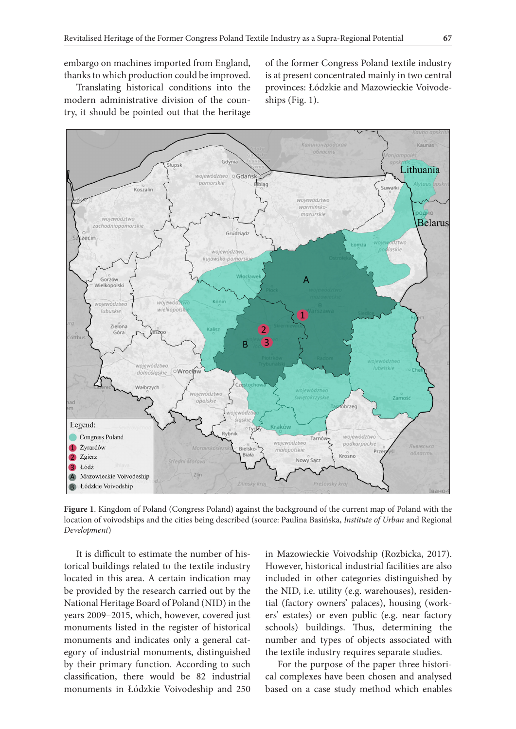embargo on machines imported from England, thanks to which production could be improved.

Translating historical conditions into the modern administrative division of the country, it should be pointed out that the heritage of the former Congress Poland textile industry is at present concentrated mainly in two central provinces: Łódzkie and Mazowieckie Voivodeships (Fig. 1).

**Figure 1**. Kingdom of Poland (Congress Poland) against the background of the current map of Poland with the location of voivodships and the cities being described (source: Paulina Basińska, *Institute of Urban* and Regional *Development*)

It is difficult to estimate the number of historical buildings related to the textile industry located in this area. A certain indication may be provided by the research carried out by the National Heritage Board of Poland (NID) in the years 2009–2015, which, however, covered just monuments listed in the register of historical monuments and indicates only a general category of industrial monuments, distinguished by their primary function. According to such classification, there would be 82 industrial monuments in Łódzkie Voivodeship and 250 in Mazowieckie Voivodship (Rozbicka, 2017). However, historical industrial facilities are also included in other categories distinguished by the NID, i.e. utility (e.g. warehouses), residential (factory owners' palaces), housing (workers' estates) or even public (e.g. near factory schools) buildings. Thus, determining the number and types of objects associated with the textile industry requires separate studies.

For the purpose of the paper three historical complexes have been chosen and analysed based on a case study method which enables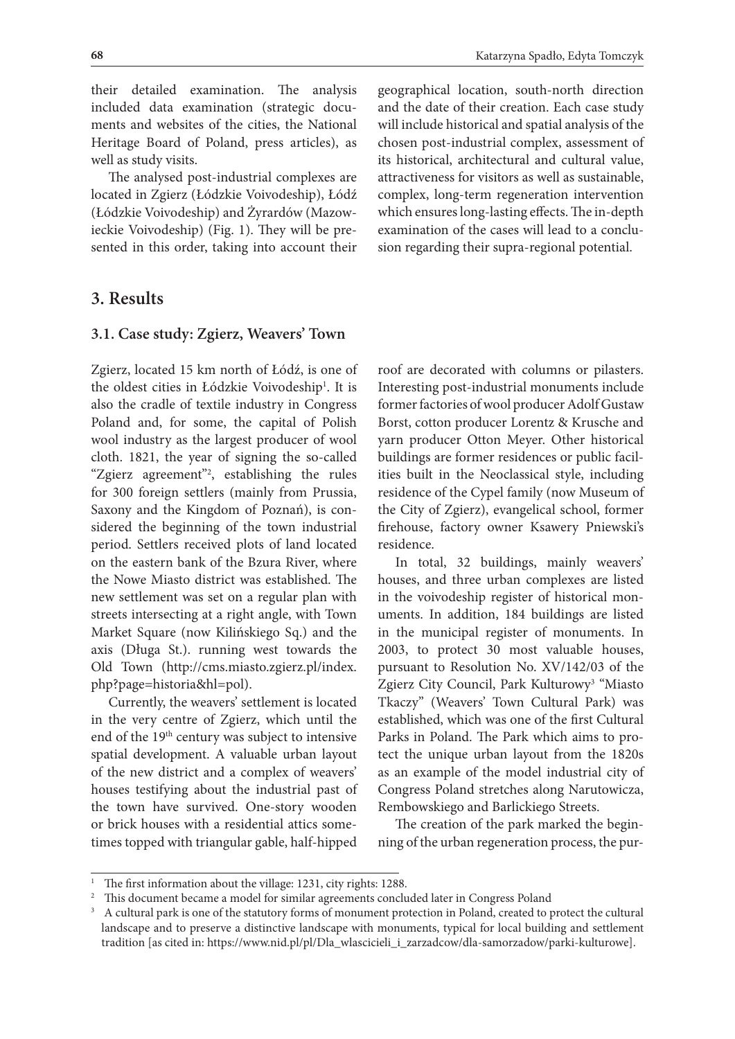their detailed examination. The analysis included data examination (strategic documents and websites of the cities, the National Heritage Board of Poland, press articles), as well as study visits.

The analysed post-industrial complexes are located in Zgierz (Łódzkie Voivodeship), Łódź (Łódzkie Voivodeship) and Żyrardów (Mazowieckie Voivodeship) (Fig. 1). They will be presented in this order, taking into account their geographical location, south-north direction and the date of their creation. Each case study will include historical and spatial analysis of the chosen post-industrial complex, assessment of its historical, architectural and cultural value, attractiveness for visitors as well as sustainable, complex, long-term regeneration intervention which ensures long-lasting effects. The in-depth examination of the cases will lead to a conclusion regarding their supra-regional potential.

## 3. Results

### 3.1. Case study: Zgierz, Weavers' Town

Zgierz, located 15 km north of Łódź, is one of the oldest cities in Łódzkie Voivodeship[1]. It is also the cradle of textile industry in Congress Poland and, for some, the capital of Polish wool industry as the largest producer of wool cloth. 1821, the year of signing the so-called "Zgierz agreement"[2], establishing the rules for 300 foreign settlers (mainly from Prussia, Saxony and the Kingdom of Poznań), is considered the beginning of the town industrial period. Settlers received plots of land located on the eastern bank of the Bzura River, where the Nowe Miasto district was established. The new settlement was set on a regular plan with streets intersecting at a right angle, with Town Market Square (now Kilińskiego Sq.) and the axis (Długa St.). running west towards the Old Town (http://cms.miasto.zgierz.pl/index.php?page=historia&hl=pol).

Currently, the weavers' settlement is located in the very centre of Zgierz, which until the end of the 19th century was subject to intensive spatial development. A valuable urban layout of the new district and a complex of weavers' houses testifying about the industrial past of the town have survived. One-story wooden or brick houses with a residential attics sometimes topped with triangular gable, half-hipped roof are decorated with columns or pilasters. Interesting post-industrial monuments include former factories of wool producer Adolf Gustaw Borst, cotton producer Lorentz & Krusche and yarn producer Otton Meyer. Other historical buildings are former residences or public facilities built in the Neoclassical style, including residence of the Cypel family (now Museum of the City of Zgierz), evangelical school, former firehouse, factory owner Ksawery Pniewski's residence.

In total, 32 buildings, mainly weavers' houses, and three urban complexes are listed in the voivodeship register of historical monuments. In addition, 184 buildings are listed in the municipal register of monuments. In 2003, to protect 30 most valuable houses, pursuant to Resolution No. XV/142/03 of the Zgierz City Council, Park Kulturowy[3] "Miasto Tkaczy" (Weavers' Town Cultural Park) was established, which was one of the first Cultural Parks in Poland. The Park which aims to protect the unique urban layout from the 1820s as an example of the model industrial city of Congress Poland stretches along Narutowicza, Rembowskiego and Barlickiego Streets.

The creation of the park marked the beginning of the urban regeneration process, the pur-

---

[1] The first information about the village: 1231, city rights: 1288.

[2] This document became a model for similar agreements concluded later in Congress Poland

[3] A cultural park is one of the statutory forms of monument protection in Poland, created to protect the cultural landscape and to preserve a distinctive landscape with monuments, typical for local building and settlement tradition [as cited in: https://www.nid.pl/pl/Dla_wlascicieli_i_zarzadcow/dla-samorzadow/parki-kulturowe].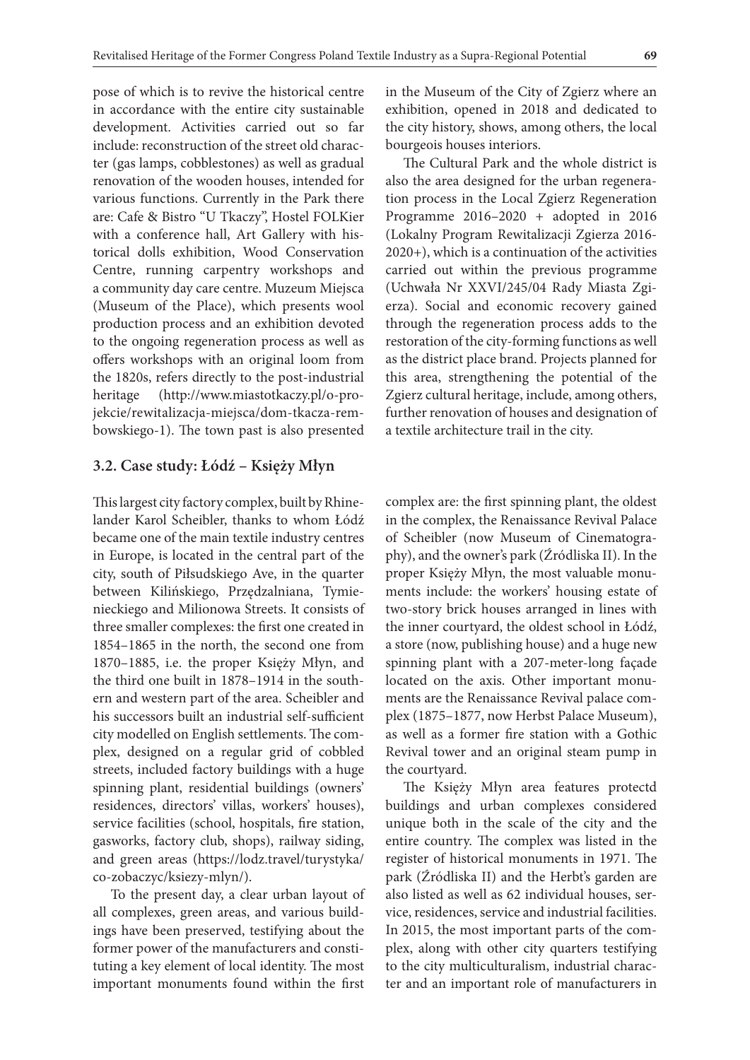pose of which is to revive the historical centre in accordance with the entire city sustainable development. Activities carried out so far include: reconstruction of the street old character (gas lamps, cobblestones) as well as gradual renovation of the wooden houses, intended for various functions. Currently in the Park there are: Cafe & Bistro "U Tkaczy", Hostel FOLKier with a conference hall, Art Gallery with historical dolls exhibition, Wood Conservation Centre, running carpentry workshops and a community day care centre. Muzeum Miejsca (Museum of the Place), which presents wool production process and an exhibition devoted to the ongoing regeneration process as well as offers workshops with an original loom from the 1820s, refers directly to the post-industrial heritage (http://www.miastotkaczy.pl/o-projekcie/rewitalizacja-miejsca/dom-tkacza-rembowskiego-1). The town past is also presented in the Museum of the City of Zgierz where an exhibition, opened in 2018 and dedicated to the city history, shows, among others, the local bourgeois houses interiors.

The Cultural Park and the whole district is also the area designed for the urban regeneration process in the Local Zgierz Regeneration Programme 2016–2020 + adopted in 2016 (Lokalny Program Rewitalizacji Zgierza 2016-2020+), which is a continuation of the activities carried out within the previous programme (Uchwała Nr XXVI/245/04 Rady Miasta Zgierza). Social and economic recovery gained through the regeneration process adds to the restoration of the city-forming functions as well as the district place brand. Projects planned for this area, strengthening the potential of the Zgierz cultural heritage, include, among others, further renovation of houses and designation of a textile architecture trail in the city.

### 3.2. Case study: Łódź – Księży Młyn

This largest city factory complex, built by Rhinelander Karol Scheibler, thanks to whom Łódź became one of the main textile industry centres in Europe, is located in the central part of the city, south of Piłsudskiego Ave, in the quarter between Kilińskiego, Przędzalniana, Tymienieckiego and Milionowa Streets. It consists of three smaller complexes: the first one created in 1854–1865 in the north, the second one from 1870–1885, i.e. the proper Księży Młyn, and the third one built in 1878–1914 in the southern and western part of the area. Scheibler and his successors built an industrial self-sufficient city modelled on English settlements. The complex, designed on a regular grid of cobbled streets, included factory buildings with a huge spinning plant, residential buildings (owners' residences, directors' villas, workers' houses), service facilities (school, hospitals, fire station, gasworks, factory club, shops), railway siding, and green areas (https://lodz.travel/turystyka/co-zobaczyc/ksiezy-mlyn/).

To the present day, a clear urban layout of all complexes, green areas, and various buildings have been preserved, testifying about the former power of the manufacturers and constituting a key element of local identity. The most important monuments found within the first complex are: the first spinning plant, the oldest in the complex, the Renaissance Revival Palace of Scheibler (now Museum of Cinematography), and the owner's park (Źródliska II). In the proper Księży Młyn, the most valuable monuments include: the workers' housing estate of two-story brick houses arranged in lines with the inner courtyard, the oldest school in Łódź, a store (now, publishing house) and a huge new spinning plant with a 207-meter-long façade located on the axis. Other important monuments are the Renaissance Revival palace complex (1875–1877, now Herbst Palace Museum), as well as a former fire station with a Gothic Revival tower and an original steam pump in the courtyard.

The Księży Młyn area features protectd buildings and urban complexes considered unique both in the scale of the city and the entire country. The complex was listed in the register of historical monuments in 1971. The park (Źródliska II) and the Herbt's garden are also listed as well as 62 individual houses, service, residences, service and industrial facilities. In 2015, the most important parts of the complex, along with other city quarters testifying to the city multiculturalism, industrial character and an important role of manufacturers in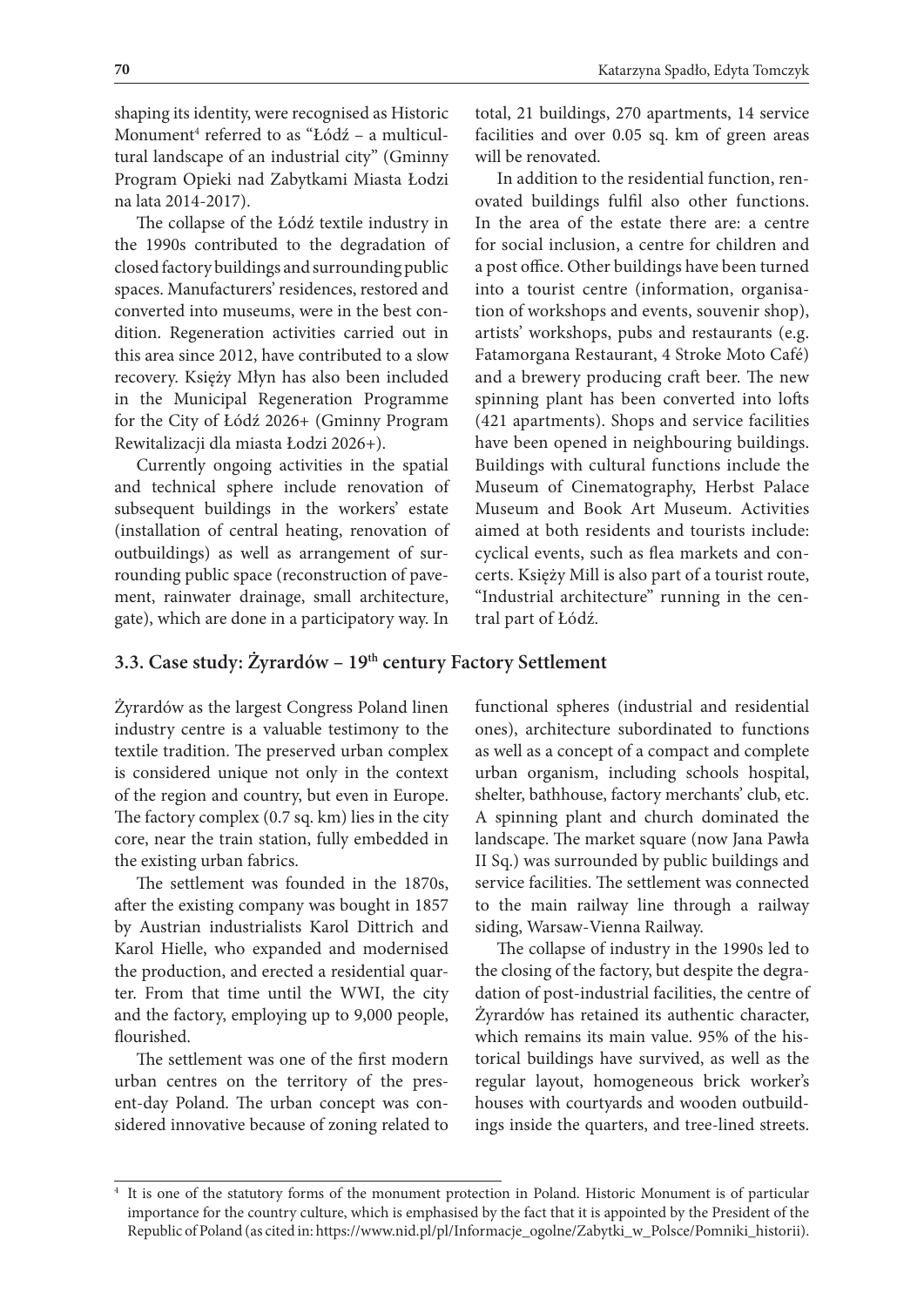shaping its identity, were recognised as Historic Monument[4] referred to as "Łódź – a multicultural landscape of an industrial city" (Gminny Program Opieki nad Zabytkami Miasta Łodzi na lata 2014-2017).

The collapse of the Łódź textile industry in the 1990s contributed to the degradation of closed factory buildings and surrounding public spaces. Manufacturers' residences, restored and converted into museums, were in the best condition. Regeneration activities carried out in this area since 2012, have contributed to a slow recovery. Księży Młyn has also been included in the Municipal Regeneration Programme for the City of Łódź 2026+ (Gminny Program Rewitalizacji dla miasta Łodzi 2026+).

Currently ongoing activities in the spatial and technical sphere include renovation of subsequent buildings in the workers' estate (installation of central heating, renovation of outbuildings) as well as arrangement of surrounding public space (reconstruction of pavement, rainwater drainage, small architecture, gate), which are done in a participatory way. In total, 21 buildings, 270 apartments, 14 service facilities and over 0.05 sq. km of green areas will be renovated.

In addition to the residential function, renovated buildings fulfil also other functions. In the area of the estate there are: a centre for social inclusion, a centre for children and a post office. Other buildings have been turned into a tourist centre (information, organisation of workshops and events, souvenir shop), artists' workshops, pubs and restaurants (e.g. Fatamorgana Restaurant, 4 Stroke Moto Café) and a brewery producing craft beer. The new spinning plant has been converted into lofts (421 apartments). Shops and service facilities have been opened in neighbouring buildings. Buildings with cultural functions include the Museum of Cinematography, Herbst Palace Museum and Book Art Museum. Activities aimed at both residents and tourists include: cyclical events, such as flea markets and concerts. Księży Mill is also part of a tourist route, "Industrial architecture" running in the central part of Łódź.

### 3.3. Case study: Żyrardów – 19th century Factory Settlement

Żyrardów as the largest Congress Poland linen industry centre is a valuable testimony to the textile tradition. The preserved urban complex is considered unique not only in the context of the region and country, but even in Europe. The factory complex (0.7 sq. km) lies in the city core, near the train station, fully embedded in the existing urban fabrics.

The settlement was founded in the 1870s, after the existing company was bought in 1857 by Austrian industrialists Karol Dittrich and Karol Hielle, who expanded and modernised the production, and erected a residential quarter. From that time until the WWI, the city and the factory, employing up to 9,000 people, flourished.

The settlement was one of the first modern urban centres on the territory of the present-day Poland. The urban concept was considered innovative because of zoning related to functional spheres (industrial and residential ones), architecture subordinated to functions as well as a concept of a compact and complete urban organism, including schools hospital, shelter, bathhouse, factory merchants' club, etc. A spinning plant and church dominated the landscape. The market square (now Jana Pawła II Sq.) was surrounded by public buildings and service facilities. The settlement was connected to the main railway line through a railway siding, Warsaw-Vienna Railway.

The collapse of industry in the 1990s led to the closing of the factory, but despite the degradation of post-industrial facilities, the centre of Żyrardów has retained its authentic character, which remains its main value. 95% of the historical buildings have survived, as well as the regular layout, homogeneous brick worker's houses with courtyards and wooden outbuildings inside the quarters, and tree-lined streets.

[4] It is one of the statutory forms of the monument protection in Poland. Historic Monument is of particular importance for the country culture, which is emphasised by the fact that it is appointed by the President of the Republic of Poland (as cited in: https://www.nid.pl/pl/Informacje_ogolne/Zabytki_w_Polsce/Pomniki_historii).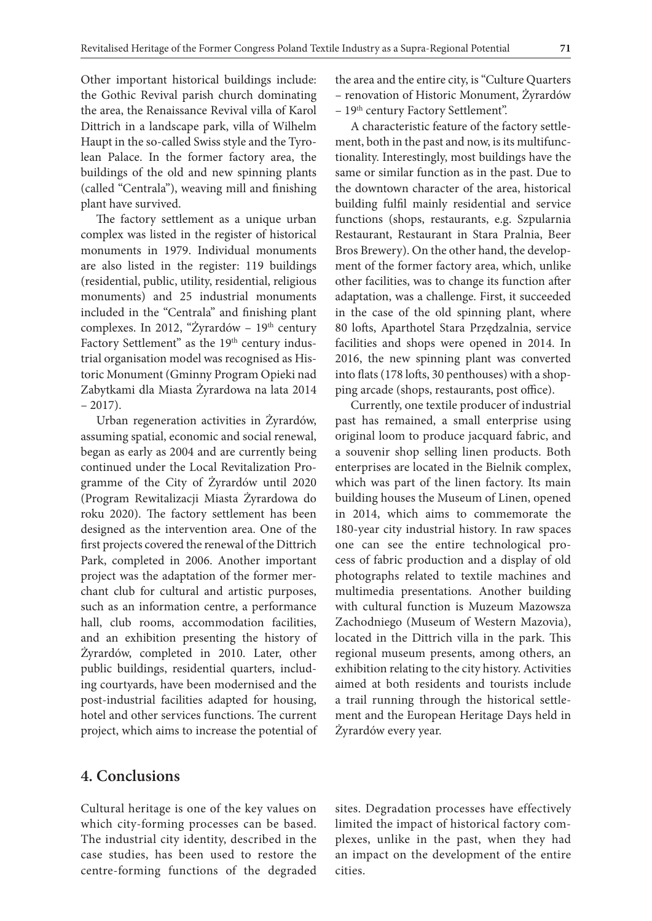Other important historical buildings include: the Gothic Revival parish church dominating the area, the Renaissance Revival villa of Karol Dittrich in a landscape park, villa of Wilhelm Haupt in the so-called Swiss style and the Tyrolean Palace. In the former factory area, the buildings of the old and new spinning plants (called "Centrala"), weaving mill and finishing plant have survived.

The factory settlement as a unique urban complex was listed in the register of historical monuments in 1979. Individual monuments are also listed in the register: 119 buildings (residential, public, utility, residential, religious monuments) and 25 industrial monuments included in the "Centrala" and finishing plant complexes. In 2012, "Żyrardów – 19th century Factory Settlement" as the 19th century industrial organisation model was recognised as Historic Monument (Gminny Program Opieki nad Zabytkami dla Miasta Żyrardowa na lata 2014 – 2017).

Urban regeneration activities in Żyrardów, assuming spatial, economic and social renewal, began as early as 2004 and are currently being continued under the Local Revitalization Programme of the City of Żyrardów until 2020 (Program Rewitalizacji Miasta Żyrardowa do roku 2020). The factory settlement has been designed as the intervention area. One of the first projects covered the renewal of the Dittrich Park, completed in 2006. Another important project was the adaptation of the former merchant club for cultural and artistic purposes, such as an information centre, a performance hall, club rooms, accommodation facilities, and an exhibition presenting the history of Żyrardów, completed in 2010. Later, other public buildings, residential quarters, including courtyards, have been modernised and the post-industrial facilities adapted for housing, hotel and other services functions. The current project, which aims to increase the potential of the area and the entire city, is "Culture Quarters – renovation of Historic Monument, Żyrardów – 19th century Factory Settlement".

A characteristic feature of the factory settlement, both in the past and now, is its multifunctionality. Interestingly, most buildings have the same or similar function as in the past. Due to the downtown character of the area, historical building fulfil mainly residential and service functions (shops, restaurants, e.g. Szpularnia Restaurant, Restaurant in Stara Pralnia, Beer Bros Brewery). On the other hand, the development of the former factory area, which, unlike other facilities, was to change its function after adaptation, was a challenge. First, it succeeded in the case of the old spinning plant, where 80 lofts, Aparthotel Stara Przędzalnia, service facilities and shops were opened in 2014. In 2016, the new spinning plant was converted into flats (178 lofts, 30 penthouses) with a shopping arcade (shops, restaurants, post office).

Currently, one textile producer of industrial past has remained, a small enterprise using original loom to produce jacquard fabric, and a souvenir shop selling linen products. Both enterprises are located in the Bielnik complex, which was part of the linen factory. Its main building houses the Museum of Linen, opened in 2014, which aims to commemorate the 180-year city industrial history. In raw spaces one can see the entire technological process of fabric production and a display of old photographs related to textile machines and multimedia presentations. Another building with cultural function is Muzeum Mazowsza Zachodniego (Museum of Western Mazovia), located in the Dittrich villa in the park. This regional museum presents, among others, an exhibition relating to the city history. Activities aimed at both residents and tourists include a trail running through the historical settlement and the European Heritage Days held in Żyrardów every year.

## 4. Conclusions

Cultural heritage is one of the key values on which city-forming processes can be based. The industrial city identity, described in the case studies, has been used to restore the centre-forming functions of the degraded sites. Degradation processes have effectively limited the impact of historical factory complexes, unlike in the past, when they had an impact on the development of the entire cities.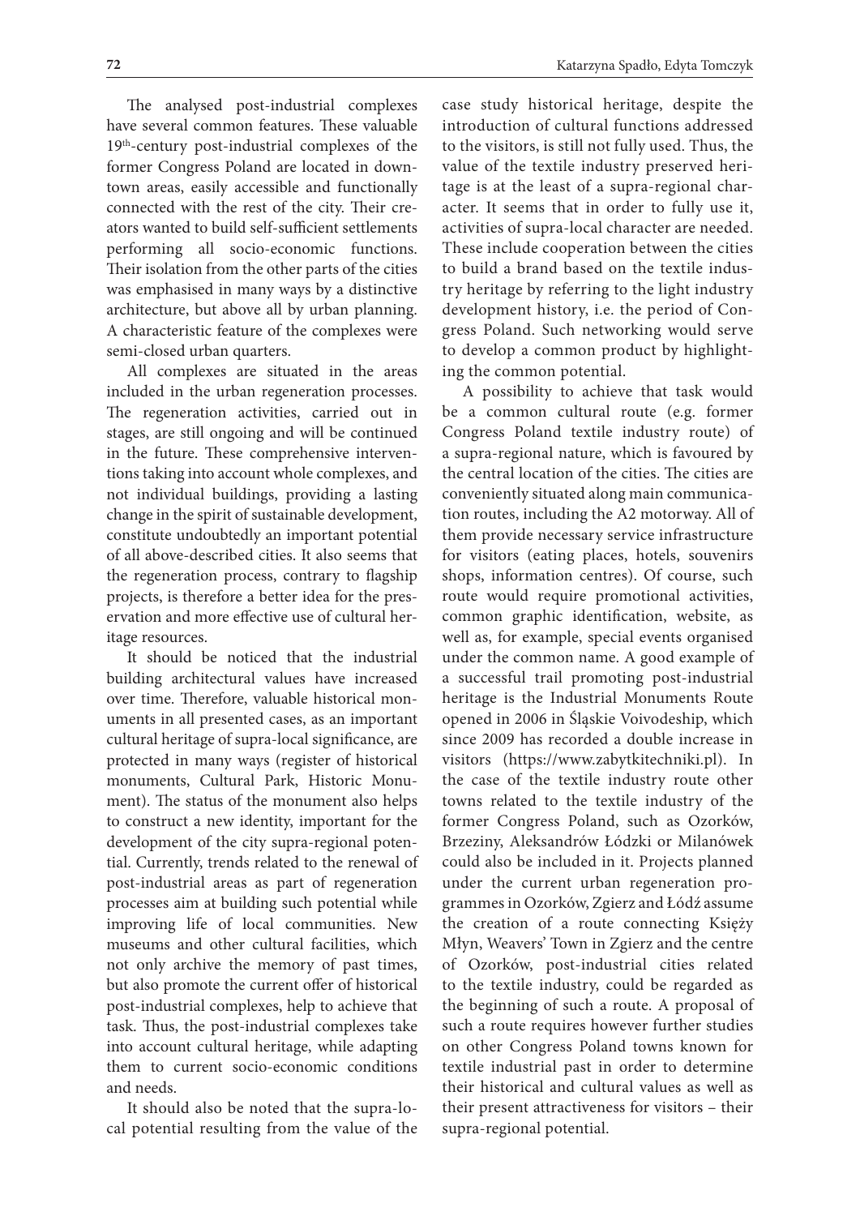The analysed post-industrial complexes have several common features. These valuable 19th-century post-industrial complexes of the former Congress Poland are located in downtown areas, easily accessible and functionally connected with the rest of the city. Their creators wanted to build self-sufficient settlements performing all socio-economic functions. Their isolation from the other parts of the cities was emphasised in many ways by a distinctive architecture, but above all by urban planning. A characteristic feature of the complexes were semi-closed urban quarters.

All complexes are situated in the areas included in the urban regeneration processes. The regeneration activities, carried out in stages, are still ongoing and will be continued in the future. These comprehensive interventions taking into account whole complexes, and not individual buildings, providing a lasting change in the spirit of sustainable development, constitute undoubtedly an important potential of all above-described cities. It also seems that the regeneration process, contrary to flagship projects, is therefore a better idea for the preservation and more effective use of cultural heritage resources.

It should be noticed that the industrial building architectural values have increased over time. Therefore, valuable historical monuments in all presented cases, as an important cultural heritage of supra-local significance, are protected in many ways (register of historical monuments, Cultural Park, Historic Monument). The status of the monument also helps to construct a new identity, important for the development of the city supra-regional potential. Currently, trends related to the renewal of post-industrial areas as part of regeneration processes aim at building such potential while improving life of local communities. New museums and other cultural facilities, which not only archive the memory of past times, but also promote the current offer of historical post-industrial complexes, help to achieve that task. Thus, the post-industrial complexes take into account cultural heritage, while adapting them to current socio-economic conditions and needs.

It should also be noted that the supra-local potential resulting from the value of the case study historical heritage, despite the introduction of cultural functions addressed to the visitors, is still not fully used. Thus, the value of the textile industry preserved heritage is at the least of a supra-regional character. It seems that in order to fully use it, activities of supra-local character are needed. These include cooperation between the cities to build a brand based on the textile industry heritage by referring to the light industry development history, i.e. the period of Congress Poland. Such networking would serve to develop a common product by highlighting the common potential.

A possibility to achieve that task would be a common cultural route (e.g. former Congress Poland textile industry route) of a supra-regional nature, which is favoured by the central location of the cities. The cities are conveniently situated along main communication routes, including the A2 motorway. All of them provide necessary service infrastructure for visitors (eating places, hotels, souvenirs shops, information centres). Of course, such route would require promotional activities, common graphic identification, website, as well as, for example, special events organised under the common name. A good example of a successful trail promoting post-industrial heritage is the Industrial Monuments Route opened in 2006 in Śląskie Voivodeship, which since 2009 has recorded a double increase in visitors (https://www.zabytkitechniki.pl). In the case of the textile industry route other towns related to the textile industry of the former Congress Poland, such as Ozorków, Brzeziny, Aleksandrów Łódzki or Milanówek could also be included in it. Projects planned under the current urban regeneration programmes in Ozorków, Zgierz and Łódź assume the creation of a route connecting Księży Młyn, Weavers' Town in Zgierz and the centre of Ozorków, post-industrial cities related to the textile industry, could be regarded as the beginning of such a route. A proposal of such a route requires however further studies on other Congress Poland towns known for textile industrial past in order to determine their historical and cultural values as well as their present attractiveness for visitors – their supra-regional potential.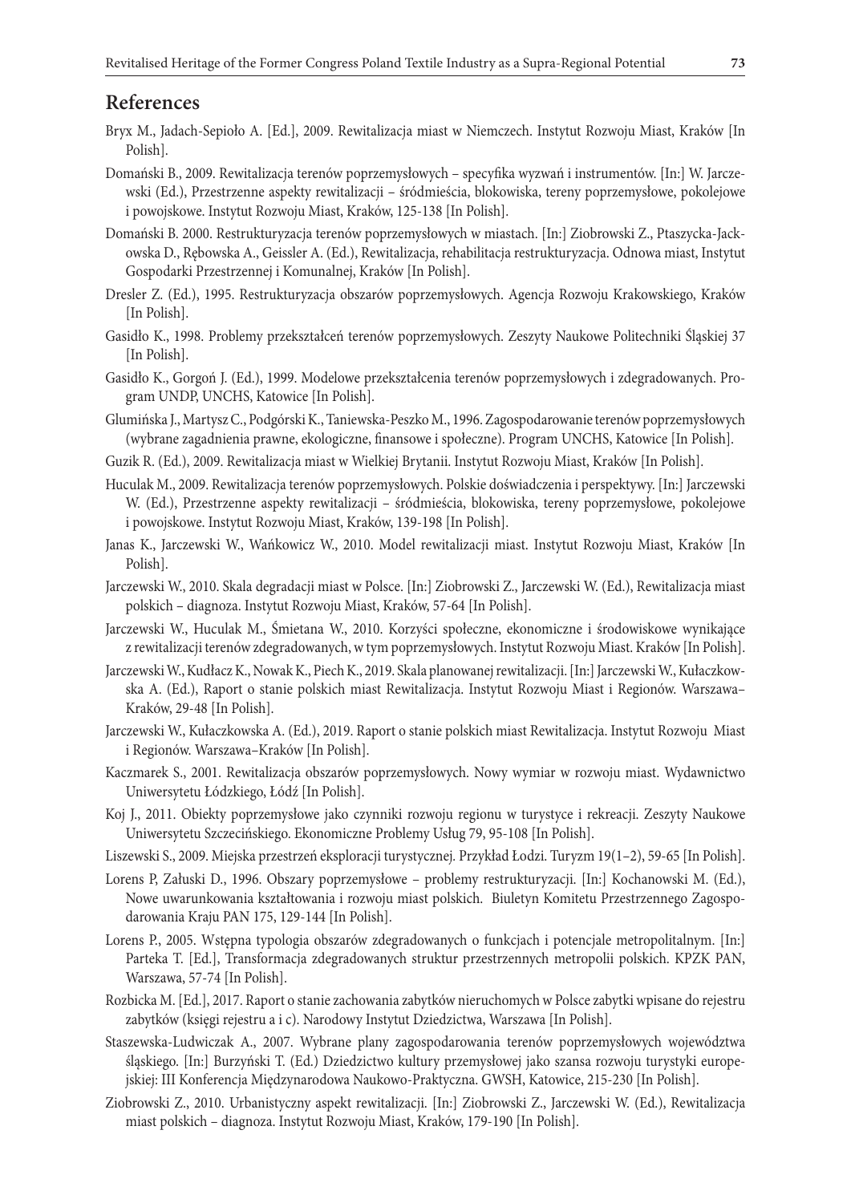## References

Bryx M., Jadach-Sepioło A. [Ed.], 2009. Rewitalizacja miast w Niemczech. Instytut Rozwoju Miast, Kraków [In Polish].

Domański B., 2009. Rewitalizacja terenów poprzemysłowych – specyfika wyzwań i instrumentów. [In:] W. Jarczewski (Ed.), Przestrzenne aspekty rewitalizacji – śródmieścia, blokowiska, tereny poprzemysłowe, pokolejowe i powojskowe. Instytut Rozwoju Miast, Kraków, 125-138 [In Polish].

Domański B. 2000. Restrukturyzacja terenów poprzemysłowych w miastach. [In:] Ziobrowski Z., Ptaszycka-Jackowska D., Rębowska A., Geissler A. (Ed.), Rewitalizacja, rehabilitacja restrukturyzacja. Odnowa miast, Instytut Gospodarki Przestrzennej i Komunalnej, Kraków [In Polish].

Dresler Z. (Ed.), 1995. Restrukturyzacja obszarów poprzemysłowych. Agencja Rozwoju Krakowskiego, Kraków [In Polish].

Gasidło K., 1998. Problemy przekształceń terenów poprzemysłowych. Zeszyty Naukowe Politechniki Śląskiej 37 [In Polish].

Gasidło K., Gorgoń J. (Ed.), 1999. Modelowe przekształcenia terenów poprzemysłowych i zdegradowanych. Program UNDP, UNCHS, Katowice [In Polish].

Glumińska J., Martysz C., Podgórski K., Taniewska-Peszko M., 1996. Zagospodarowanie terenów poprzemysłowych (wybrane zagadnienia prawne, ekologiczne, finansowe i społeczne). Program UNCHS, Katowice [In Polish].

Guzik R. (Ed.), 2009. Rewitalizacja miast w Wielkiej Brytanii. Instytut Rozwoju Miast, Kraków [In Polish].

Huculak M., 2009. Rewitalizacja terenów poprzemysłowych. Polskie doświadczenia i perspektywy. [In:] Jarczewski W. (Ed.), Przestrzenne aspekty rewitalizacji – śródmieścia, blokowiska, tereny poprzemysłowe, pokolejowe i powojskowe. Instytut Rozwoju Miast, Kraków, 139-198 [In Polish].

Janas K., Jarczewski W., Wańkowicz W., 2010. Model rewitalizacji miast. Instytut Rozwoju Miast, Kraków [In Polish].

Jarczewski W., 2010. Skala degradacji miast w Polsce. [In:] Ziobrowski Z., Jarczewski W. (Ed.), Rewitalizacja miast polskich – diagnoza. Instytut Rozwoju Miast, Kraków, 57-64 [In Polish].

Jarczewski W., Huculak M., Śmietana W., 2010. Korzyści społeczne, ekonomiczne i środowiskowe wynikające z rewitalizacji terenów zdegradowanych, w tym poprzemysłowych. Instytut Rozwoju Miast. Kraków [In Polish].

Jarczewski W., Kudłacz K., Nowak K., Piech K., 2019. Skala planowanej rewitalizacji. [In:] Jarczewski W., Kułaczkowska A. (Ed.), Raport o stanie polskich miast Rewitalizacja. Instytut Rozwoju Miast i Regionów. Warszawa–Kraków, 29-48 [In Polish].

Jarczewski W., Kułaczkowska A. (Ed.), 2019. Raport o stanie polskich miast Rewitalizacja. Instytut Rozwoju Miast i Regionów. Warszawa–Kraków [In Polish].

Kaczmarek S., 2001. Rewitalizacja obszarów poprzemysłowych. Nowy wymiar w rozwoju miast. Wydawnictwo Uniwersytetu Łódzkiego, Łódź [In Polish].

Koj J., 2011. Obiekty poprzemysłowe jako czynniki rozwoju regionu w turystyce i rekreacji. Zeszyty Naukowe Uniwersytetu Szczecińskiego. Ekonomiczne Problemy Usług 79, 95-108 [In Polish].

Liszewski S., 2009. Miejska przestrzeń eksploracji turystycznej. Przykład Łodzi. Turyzm 19(1–2), 59-65 [In Polish].

Lorens P, Załuski D., 1996. Obszary poprzemysłowe – problemy restrukturyzacji. [In:] Kochanowski M. (Ed.), Nowe uwarunkowania kształtowania i rozwoju miast polskich. Biuletyn Komitetu Przestrzennego Zagospodarowania Kraju PAN 175, 129-144 [In Polish].

Lorens P., 2005. Wstępna typologia obszarów zdegradowanych o funkcjach i potencjale metropolitalnym. [In:] Parteka T. [Ed.], Transformacja zdegradowanych struktur przestrzennych metropolii polskich. KPZK PAN, Warszawa, 57-74 [In Polish].

Rozbicka M. [Ed.], 2017. Raport o stanie zachowania zabytków nieruchomych w Polsce zabytki wpisane do rejestru zabytków (księgi rejestru a i c). Narodowy Instytut Dziedzictwa, Warszawa [In Polish].

Staszewska-Ludwiczak A., 2007. Wybrane plany zagospodarowania terenów poprzemysłowych województwa śląskiego. [In:] Burzyński T. (Ed.) Dziedzictwo kultury przemysłowej jako szansa rozwoju turystyki europejskiej: III Konferencja Międzynarodowa Naukowo-Praktyczna. GWSH, Katowice, 215-230 [In Polish].

Ziobrowski Z., 2010. Urbanistyczny aspekt rewitalizacji. [In:] Ziobrowski Z., Jarczewski W. (Ed.), Rewitalizacja miast polskich – diagnoza. Instytut Rozwoju Miast, Kraków, 179-190 [In Polish].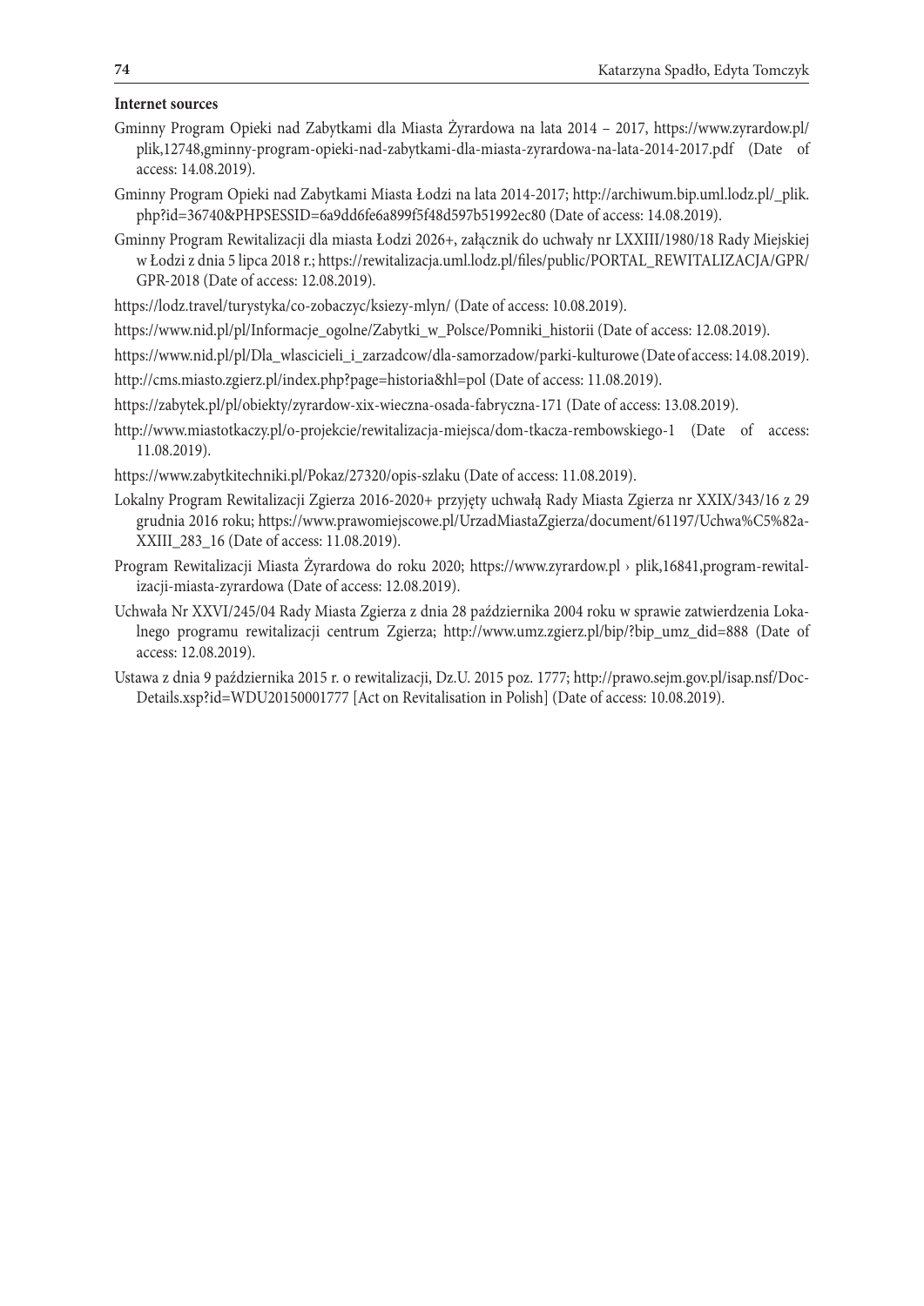**Internet sources**

Gminny Program Opieki nad Zabytkami dla Miasta Żyrardowa na lata 2014 – 2017, https://www.zyrardow.pl/plik,12748,gminny-program-opieki-nad-zabytkami-dla-miasta-zyrardowa-na-lata-2014-2017.pdf (Date of access: 14.08.2019).

Gminny Program Opieki nad Zabytkami Miasta Łodzi na lata 2014-2017; http://archiwum.bip.uml.lodz.pl/_plik.php?id=36740&PHPSESSID=6a9dd6fe6a899f5f48d597b51992ec80 (Date of access: 14.08.2019).

Gminny Program Rewitalizacji dla miasta Łodzi 2026+, załącznik do uchwały nr LXXIII/1980/18 Rady Miejskiej w Łodzi z dnia 5 lipca 2018 r.; https://rewitalizacja.uml.lodz.pl/files/public/PORTAL_REWITALIZACJA/GPR/GPR-2018 (Date of access: 12.08.2019).

https://lodz.travel/turystyka/co-zobaczyc/ksiezy-mlyn/ (Date of access: 10.08.2019).

https://www.nid.pl/pl/Informacje_ogolne/Zabytki_w_Polsce/Pomniki_historii (Date of access: 12.08.2019).

https://www.nid.pl/pl/Dla_wlascicieli_i_zarzadcow/dla-samorzadow/parki-kulturowe (Date of access: 14.08.2019).

http://cms.miasto.zgierz.pl/index.php?page=historia&hl=pol (Date of access: 11.08.2019).

https://zabytek.pl/pl/obiekty/zyrardow-xix-wieczna-osada-fabryczna-171 (Date of access: 13.08.2019).

http://www.miastotkaczy.pl/o-projekcie/rewitalizacja-miejsca/dom-tkacza-rembowskiego-1 (Date of access: 11.08.2019).

https://www.zabytkitechniki.pl/Pokaz/27320/opis-szlaku (Date of access: 11.08.2019).

Lokalny Program Rewitalizacji Zgierza 2016-2020+ przyjęty uchwałą Rady Miasta Zgierza nr XXIX/343/16 z 29 grudnia 2016 roku; https://www.prawomiejscowe.pl/UrzadMiastaZgierza/document/61197/Uchwa%C5%82a-XXIII_283_16 (Date of access: 11.08.2019).

Program Rewitalizacji Miasta Żyrardowa do roku 2020; https://www.zyrardow.pl › plik,16841,program-rewitalizacji-miasta-zyrardowa (Date of access: 12.08.2019).

Uchwała Nr XXVI/245/04 Rady Miasta Zgierza z dnia 28 października 2004 roku w sprawie zatwierdzenia Lokalnego programu rewitalizacji centrum Zgierza; http://www.umz.zgierz.pl/bip/?bip_umz_did=888 (Date of access: 12.08.2019).

Ustawa z dnia 9 października 2015 r. o rewitalizacji, Dz.U. 2015 poz. 1777; http://prawo.sejm.gov.pl/isap.nsf/DocDetails.xsp?id=WDU20150001777 [Act on Revitalisation in Polish] (Date of access: 10.08.2019).